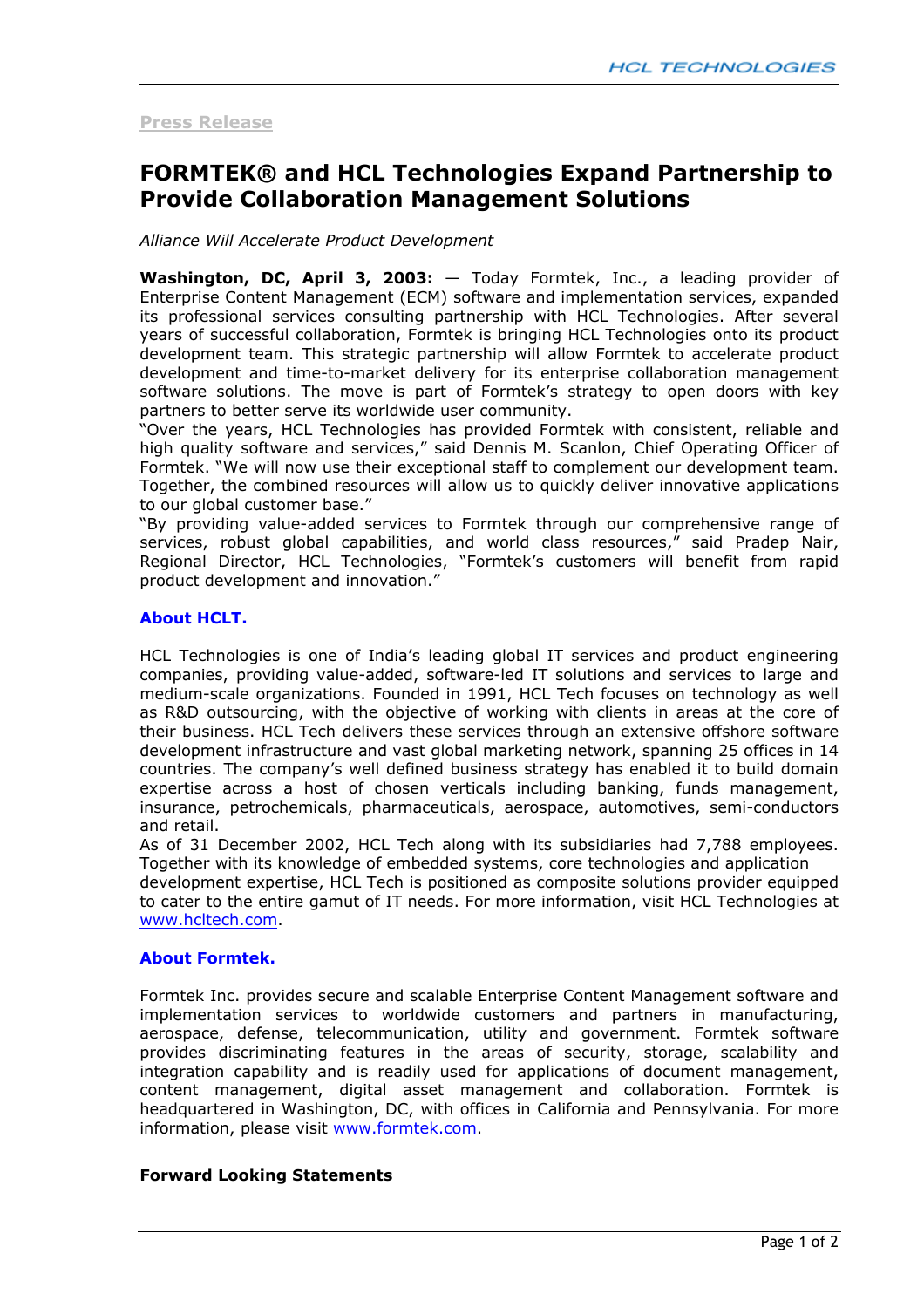Press Release

# FORMTEK® and HCL Technologies Expand Partnership to Provide Collaboration Management Solutions

*Alliance Will Accelerate Product Development*

**Washington, DC, April 3, 2003:** — Today Formtek, Inc., a leading provider of Enterprise Content Management (ECM) software and implementation services, expanded its professional services consulting partnership with HCL Technologies. After several years of successful collaboration, Formtek is bringing HCL Technologies onto its product development team. This strategic partnership will allow Formtek to accelerate product development and time-to-market delivery for its enterprise collaboration management software solutions. The move is part of Formtek's strategy to open doors with key partners to better serve its worldwide user community.

"Over the years, HCL Technologies has provided Formtek with consistent, reliable and high quality software and services," said Dennis M. Scanlon, Chief Operating Officer of Formtek. "We will now use their exceptional staff to complement our development team. Together, the combined resources will allow us to quickly deliver innovative applications to our global customer base."

"By providing value-added services to Formtek through our comprehensive range of services, robust global capabilities, and world class resources," said Pradep Nair, Regional Director, HCL Technologies, "Formtek's customers will benefit from rapid product development and innovation."

### About HCLT.

HCL Technologies is one of India's leading global IT services and product engineering companies, providing value-added, software-led IT solutions and services to large and medium-scale organizations. Founded in 1991, HCL Tech focuses on technology as well as R&D outsourcing, with the objective of working with clients in areas at the core of their business. HCL Tech delivers these services through an extensive offshore software development infrastructure and vast global marketing network, spanning 25 offices in 14 countries. The company's well defined business strategy has enabled it to build domain expertise across a host of chosen verticals including banking, funds management, insurance, petrochemicals, pharmaceuticals, aerospace, automotives, semi-conductors and retail.

As of 31 December 2002, HCL Tech along with its subsidiaries had 7,788 employees. Together with its knowledge of embedded systems, core technologies and application development expertise, HCL Tech is positioned as composite solutions provider equipped to cater to the entire gamut of IT needs. For more information, visit HCL Technologies at www.hcltech.com.

### About Formtek.

Formtek Inc. provides secure and scalable Enterprise Content Management software and implementation services to worldwide customers and partners in manufacturing, aerospace, defense, telecommunication, utility and government. Formtek software provides discriminating features in the areas of security, storage, scalability and integration capability and is readily used for applications of document management, content management, digital asset management and collaboration. Formtek is headquartered in Washington, DC, with offices in California and Pennsylvania. For more information, please visit www.formtek.com.

### Forward Looking Statements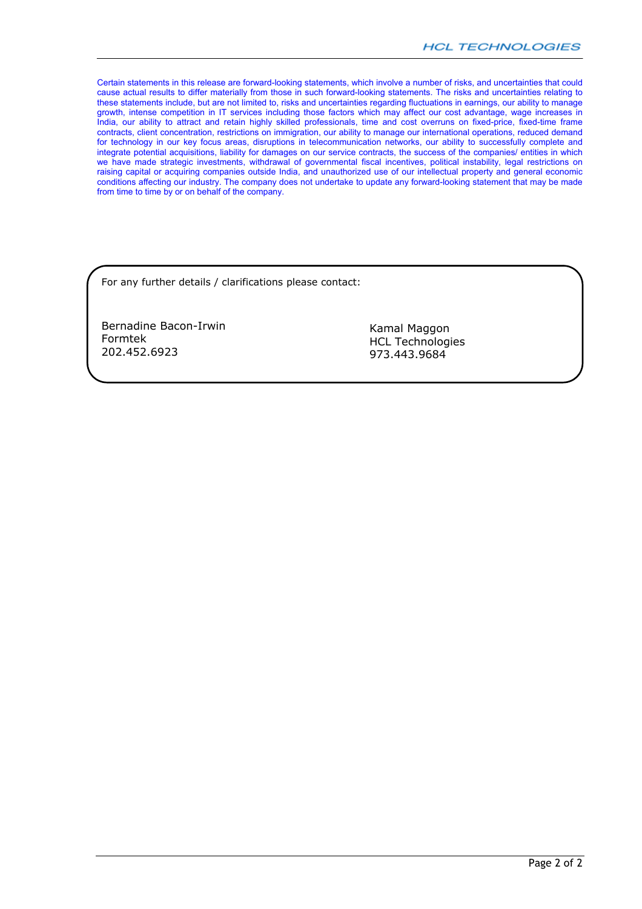Certain statements in this release are forward-looking statements, which involve a number of risks, and uncertainties that could cause actual results to differ materially from those in such forward-looking statements. The risks and uncertainties relating to these statements include, but are not limited to, risks and uncertainties regarding fluctuations in earnings, our ability to manage growth, intense competition in IT services including those factors which may affect our cost advantage, wage increases in India, our ability to attract and retain highly skilled professionals, time and cost overruns on fixed-price, fixed-time frame contracts, client concentration, restrictions on immigration, our ability to manage our international operations, reduced demand for technology in our key focus areas, disruptions in telecommunication networks, our ability to successfully complete and integrate potential acquisitions, liability for damages on our service contracts, the success of the companies/ entities in which we have made strategic investments, withdrawal of governmental fiscal incentives, political instability, legal restrictions on raising capital or acquiring companies outside India, and unauthorized use of our intellectual property and general economic conditions affecting our industry. The company does not undertake to update any forward-looking statement that may be made from time to time by or on behalf of the company.

For any further details / clarifications please contact:

Bernadine Bacon-Irwin
Formtek
202.452.6923

Kamal Maggon
HCL Technologies
973.443.9684